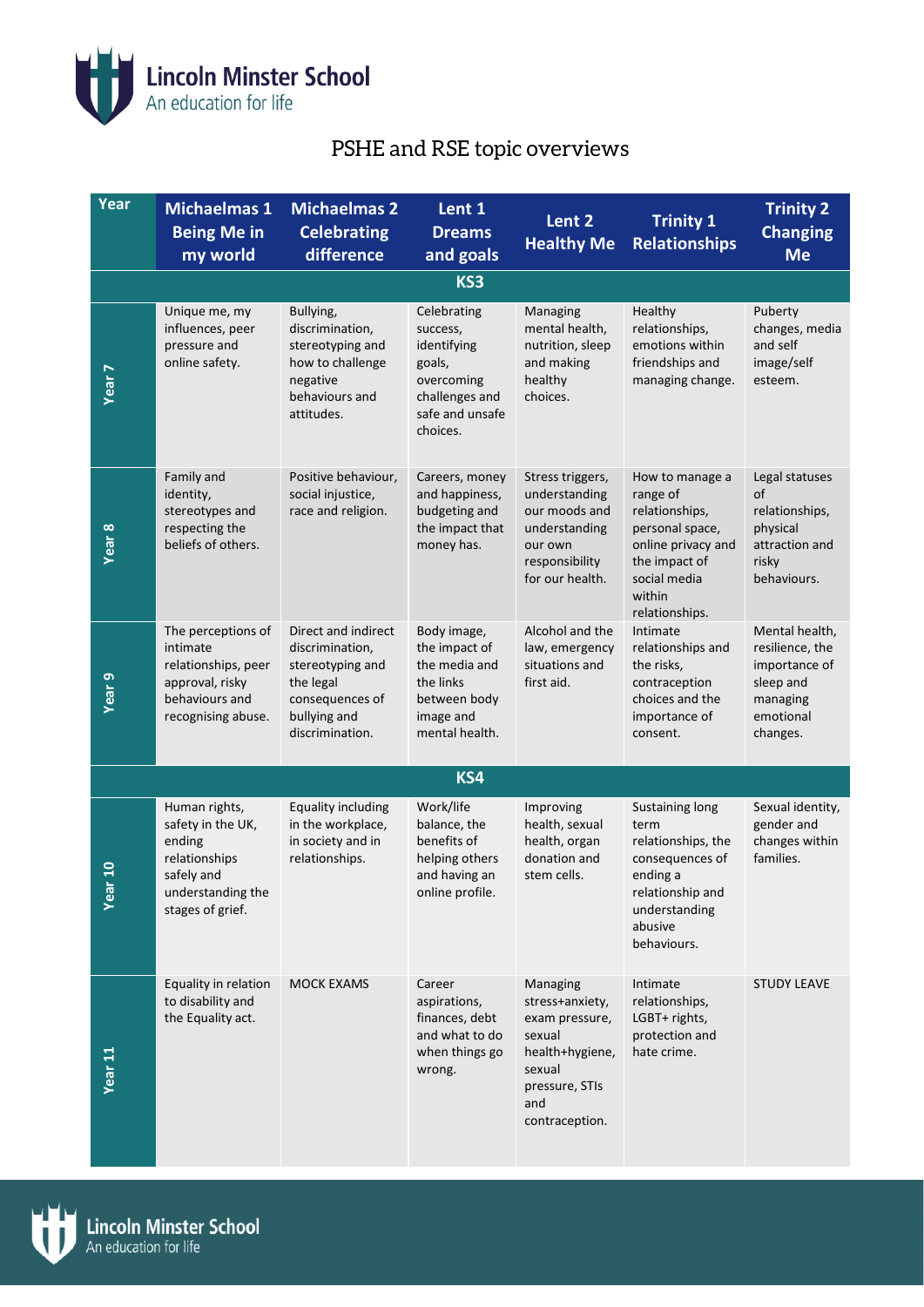Lincoln Minster School
An education for life

# PSHE and RSE topic overviews

| Year | Michaelmas 1 Being Me in my world | Michaelmas 2 Celebrating difference | Lent 1 Dreams and goals | Lent 2 Healthy Me | Trinity 1 Relationships | Trinity 2 Changing Me |
|---|---|---|---|---|---|---|
| **KS3** | | | | | | |
| Year 7 | Unique me, my influences, peer pressure and online safety. | Bullying, discrimination, stereotyping and how to challenge negative behaviours and attitudes. | Celebrating success, identifying goals, overcoming challenges and safe and unsafe choices. | Managing mental health, nutrition, sleep and making healthy choices. | Healthy relationships, emotions within friendships and managing change. | Puberty changes, media and self image/self esteem. |
| Year 8 | Family and identity, stereotypes and respecting the beliefs of others. | Positive behaviour, social injustice, race and religion. | Careers, money and happiness, budgeting and the impact that money has. | Stress triggers, understanding our moods and understanding our own responsibility for our health. | How to manage a range of relationships, personal space, online privacy and the impact of social media within relationships. | Legal statuses of relationships, physical attraction and risky behaviours. |
| Year 9 | The perceptions of intimate relationships, peer approval, risky behaviours and recognising abuse. | Direct and indirect discrimination, stereotyping and the legal consequences of bullying and discrimination. | Body image, the impact of the media and the links between body image and mental health. | Alcohol and the law, emergency situations and first aid. | Intimate relationships and the risks, contraception choices and the importance of consent. | Mental health, resilience, the importance of sleep and managing emotional changes. |
| **KS4** | | | | | | |
| Year 10 | Human rights, safety in the UK, ending relationships safely and understanding the stages of grief. | Equality including in the workplace, in society and in relationships. | Work/life balance, the benefits of helping others and having an online profile. | Improving health, sexual health, organ donation and stem cells. | Sustaining long term relationships, the consequences of ending a relationship and understanding abusive behaviours. | Sexual identity, gender and changes within families. |
| Year 11 | Equality in relation to disability and the Equality act. | MOCK EXAMS | Career aspirations, finances, debt and what to do when things go wrong. | Managing stress+anxiety, exam pressure, sexual health+hygiene, sexual pressure, STIs and contraception. | Intimate relationships, LGBT+ rights, protection and hate crime. | STUDY LEAVE |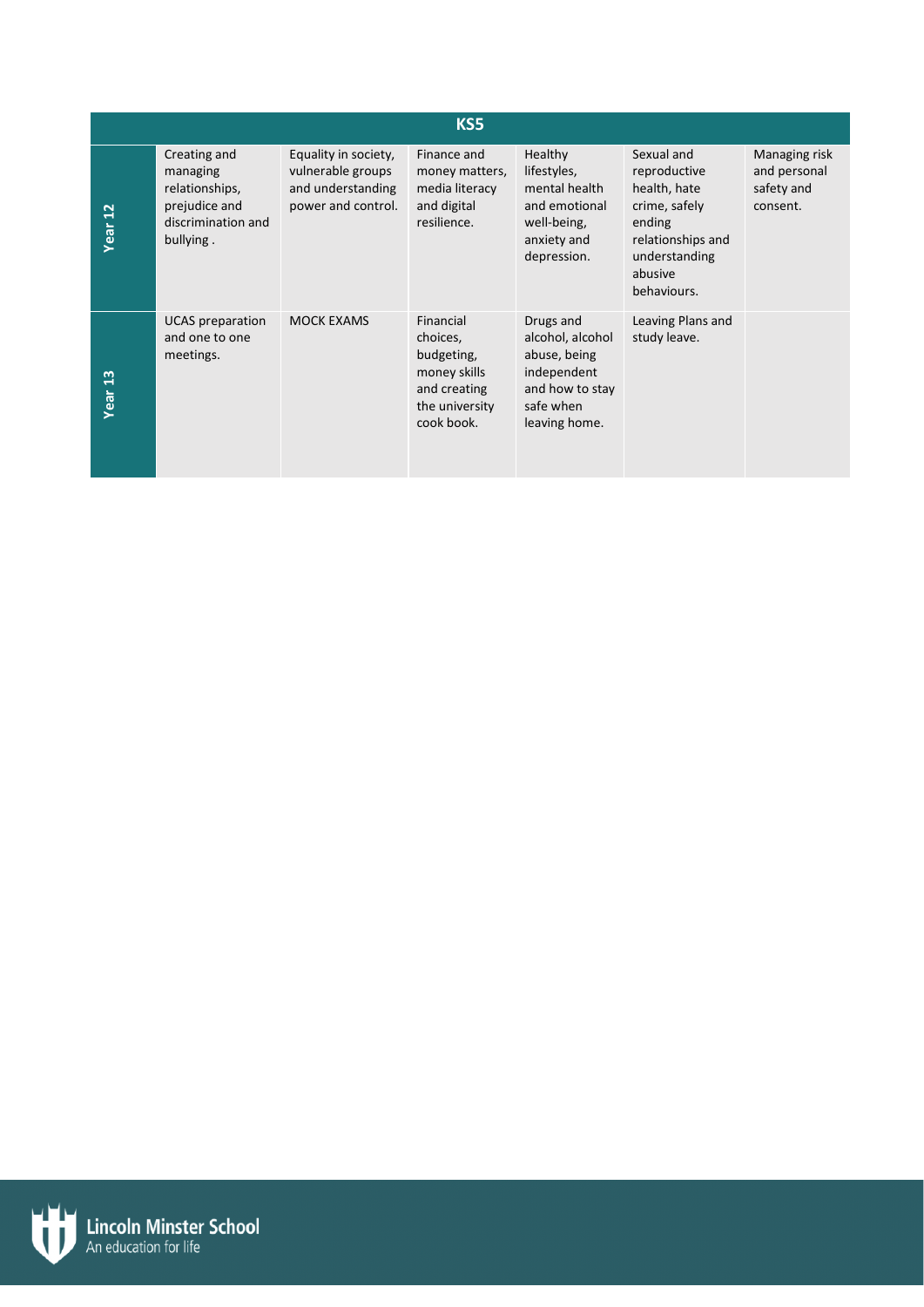| KS5 | | | | | | |
|---|---|---|---|---|---|---|
| Year 12 | Creating and managing relationships, prejudice and discrimination and bullying . | Equality in society, vulnerable groups and understanding power and control. | Finance and money matters, media literacy and digital resilience. | Healthy lifestyles, mental health and emotional well-being, anxiety and depression. | Sexual and reproductive health, hate crime, safely ending relationships and understanding abusive behaviours. | Managing risk and personal safety and consent. |
| Year 13 | UCAS preparation and one to one meetings. | MOCK EXAMS | Financial choices, budgeting, money skills and creating the university cook book. | Drugs and alcohol, alcohol abuse, being independent and how to stay safe when leaving home. | Leaving Plans and study leave. | |